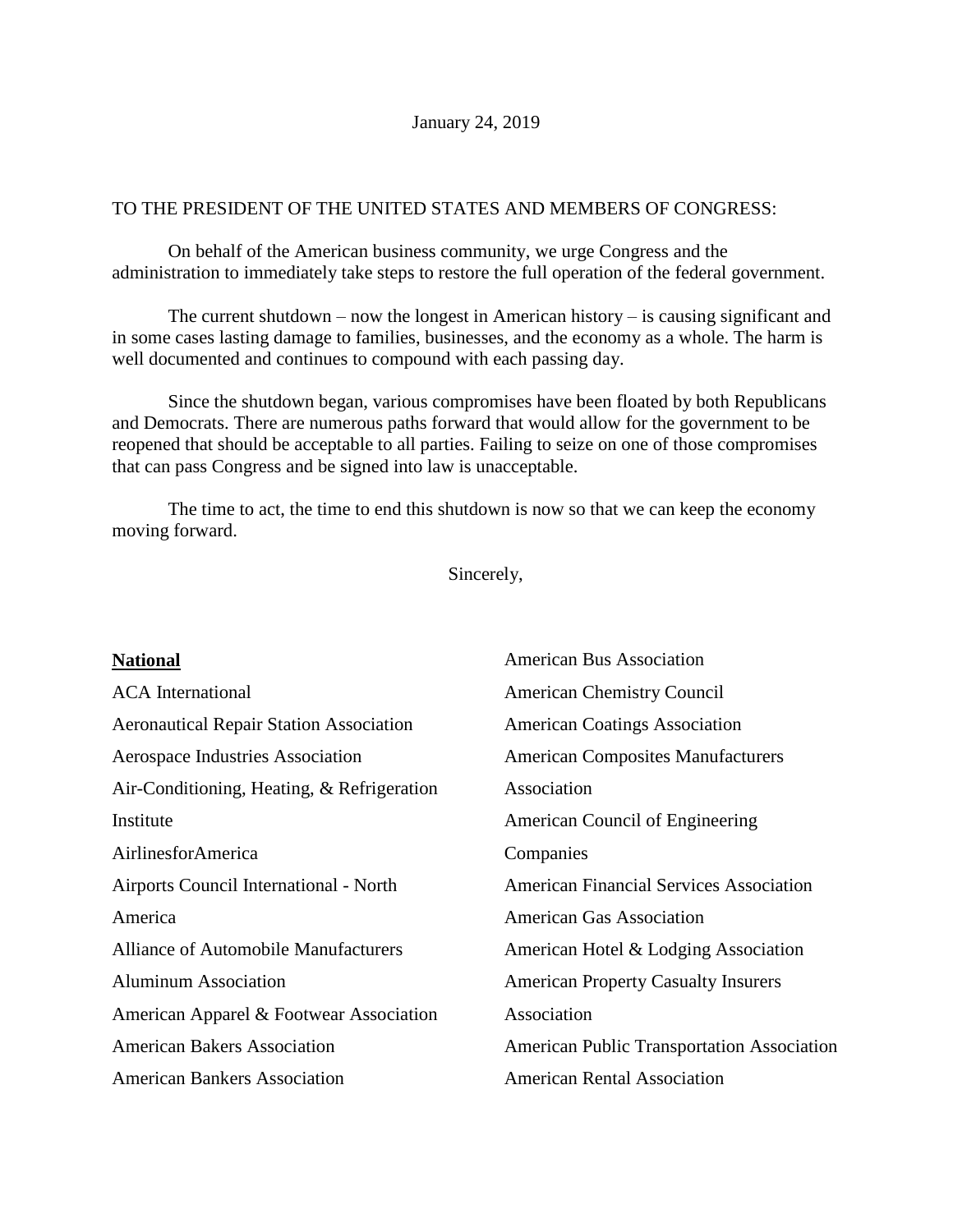January 24, 2019

TO THE PRESIDENT OF THE UNITED STATES AND MEMBERS OF CONGRESS:

On behalf of the American business community, we urge Congress and the administration to immediately take steps to restore the full operation of the federal government.

The current shutdown – now the longest in American history – is causing significant and in some cases lasting damage to families, businesses, and the economy as a whole. The harm is well documented and continues to compound with each passing day.

Since the shutdown began, various compromises have been floated by both Republicans and Democrats. There are numerous paths forward that would allow for the government to be reopened that should be acceptable to all parties. Failing to seize on one of those compromises that can pass Congress and be signed into law is unacceptable.

The time to act, the time to end this shutdown is now so that we can keep the economy moving forward.

Sincerely,

**National**

ACA International

Aeronautical Repair Station Association

Aerospace Industries Association

Air-Conditioning, Heating, & Refrigeration Institute

AirlinesforAmerica

Airports Council International - North America

Alliance of Automobile Manufacturers

Aluminum Association

American Apparel & Footwear Association

American Bakers Association

American Bankers Association

American Bus Association

American Chemistry Council

American Coatings Association

American Composites Manufacturers Association

American Council of Engineering Companies

American Financial Services Association

American Gas Association

American Hotel & Lodging Association

American Property Casualty Insurers Association

American Public Transportation Association

American Rental Association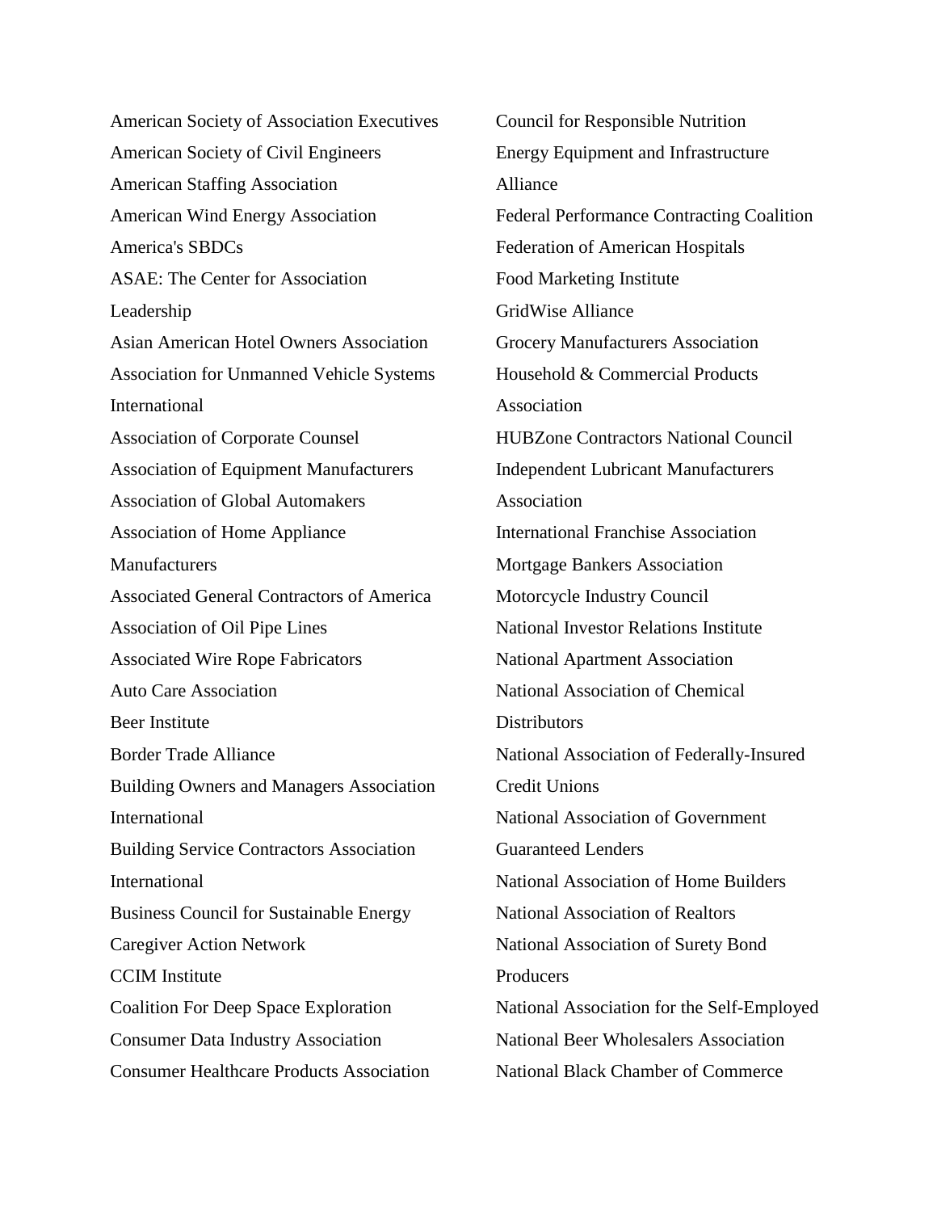American Society of Association Executives
American Society of Civil Engineers
American Staffing Association
American Wind Energy Association
America's SBDCs
ASAE: The Center for Association Leadership
Asian American Hotel Owners Association
Association for Unmanned Vehicle Systems International
Association of Corporate Counsel
Association of Equipment Manufacturers
Association of Global Automakers
Association of Home Appliance Manufacturers
Associated General Contractors of America
Association of Oil Pipe Lines
Associated Wire Rope Fabricators
Auto Care Association
Beer Institute
Border Trade Alliance
Building Owners and Managers Association International
Building Service Contractors Association International
Business Council for Sustainable Energy
Caregiver Action Network
CCIM Institute
Coalition For Deep Space Exploration
Consumer Data Industry Association
Consumer Healthcare Products Association
Council for Responsible Nutrition
Energy Equipment and Infrastructure Alliance
Federal Performance Contracting Coalition
Federation of American Hospitals
Food Marketing Institute
GridWise Alliance
Grocery Manufacturers Association
Household & Commercial Products Association
HUBZone Contractors National Council
Independent Lubricant Manufacturers Association
International Franchise Association
Mortgage Bankers Association
Motorcycle Industry Council
National Investor Relations Institute
National Apartment Association
National Association of Chemical Distributors
National Association of Federally-Insured Credit Unions
National Association of Government Guaranteed Lenders
National Association of Home Builders
National Association of Realtors
National Association of Surety Bond Producers
National Association for the Self-Employed
National Beer Wholesalers Association
National Black Chamber of Commerce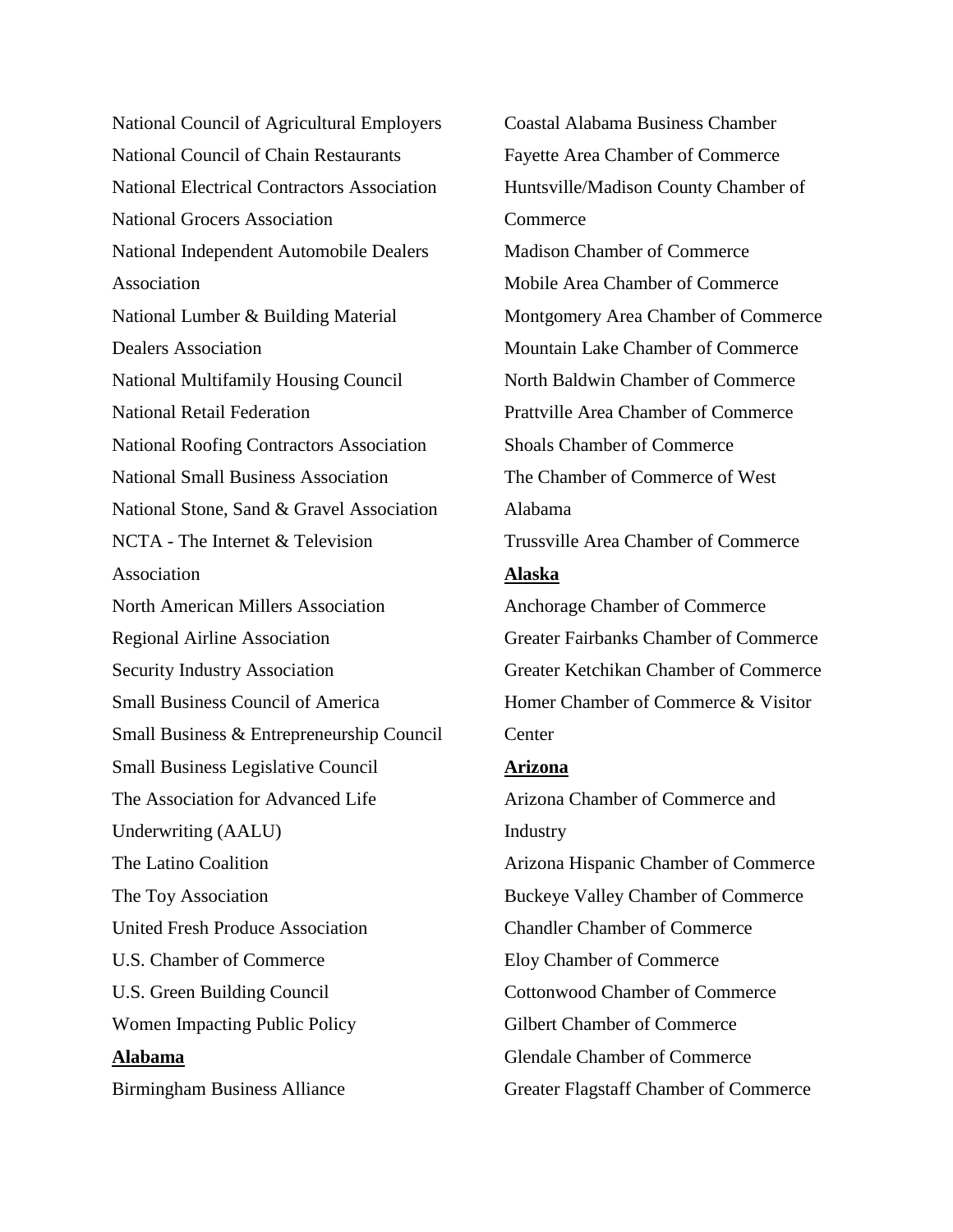National Council of Agricultural Employers
National Council of Chain Restaurants
National Electrical Contractors Association
National Grocers Association
National Independent Automobile Dealers Association
National Lumber & Building Material Dealers Association
National Multifamily Housing Council
National Retail Federation
National Roofing Contractors Association
National Small Business Association
National Stone, Sand & Gravel Association
NCTA - The Internet & Television Association
North American Millers Association
Regional Airline Association
Security Industry Association
Small Business Council of America
Small Business & Entrepreneurship Council
Small Business Legislative Council
The Association for Advanced Life Underwriting (AALU)
The Latino Coalition
The Toy Association
United Fresh Produce Association
U.S. Chamber of Commerce
U.S. Green Building Council
Women Impacting Public Policy

**Alabama**

Birmingham Business Alliance
Coastal Alabama Business Chamber
Fayette Area Chamber of Commerce
Huntsville/Madison County Chamber of Commerce
Madison Chamber of Commerce
Mobile Area Chamber of Commerce
Montgomery Area Chamber of Commerce
Mountain Lake Chamber of Commerce
North Baldwin Chamber of Commerce
Prattville Area Chamber of Commerce
Shoals Chamber of Commerce
The Chamber of Commerce of West Alabama
Trussville Area Chamber of Commerce

**Alaska**

Anchorage Chamber of Commerce
Greater Fairbanks Chamber of Commerce
Greater Ketchikan Chamber of Commerce
Homer Chamber of Commerce & Visitor Center

**Arizona**

Arizona Chamber of Commerce and Industry
Arizona Hispanic Chamber of Commerce
Buckeye Valley Chamber of Commerce
Chandler Chamber of Commerce
Eloy Chamber of Commerce
Cottonwood Chamber of Commerce
Gilbert Chamber of Commerce
Glendale Chamber of Commerce
Greater Flagstaff Chamber of Commerce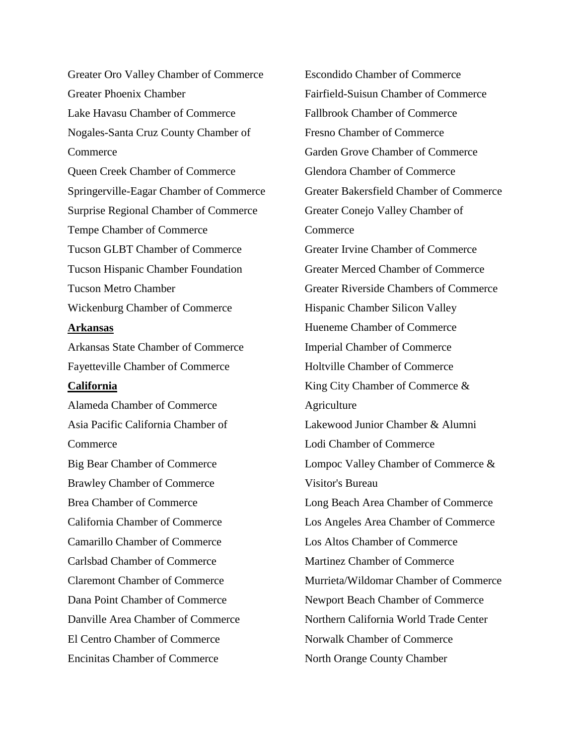Greater Oro Valley Chamber of Commerce

Greater Phoenix Chamber

Lake Havasu Chamber of Commerce

Nogales-Santa Cruz County Chamber of Commerce

Queen Creek Chamber of Commerce

Springerville-Eagar Chamber of Commerce

Surprise Regional Chamber of Commerce

Tempe Chamber of Commerce

Tucson GLBT Chamber of Commerce

Tucson Hispanic Chamber Foundation

Tucson Metro Chamber

Wickenburg Chamber of Commerce

**Arkansas**

Arkansas State Chamber of Commerce

Fayetteville Chamber of Commerce

**California**

Alameda Chamber of Commerce

Asia Pacific California Chamber of Commerce

Big Bear Chamber of Commerce

Brawley Chamber of Commerce

Brea Chamber of Commerce

California Chamber of Commerce

Camarillo Chamber of Commerce

Carlsbad Chamber of Commerce

Claremont Chamber of Commerce

Dana Point Chamber of Commerce

Danville Area Chamber of Commerce

El Centro Chamber of Commerce

Encinitas Chamber of Commerce

Escondido Chamber of Commerce

Fairfield-Suisun Chamber of Commerce

Fallbrook Chamber of Commerce

Fresno Chamber of Commerce

Garden Grove Chamber of Commerce

Glendora Chamber of Commerce

Greater Bakersfield Chamber of Commerce

Greater Conejo Valley Chamber of Commerce

Greater Irvine Chamber of Commerce

Greater Merced Chamber of Commerce

Greater Riverside Chambers of Commerce

Hispanic Chamber Silicon Valley

Hueneme Chamber of Commerce

Imperial Chamber of Commerce

Holtville Chamber of Commerce

King City Chamber of Commerce & Agriculture

Lakewood Junior Chamber & Alumni

Lodi Chamber of Commerce

Lompoc Valley Chamber of Commerce & Visitor's Bureau

Long Beach Area Chamber of Commerce

Los Angeles Area Chamber of Commerce

Los Altos Chamber of Commerce

Martinez Chamber of Commerce

Murrieta/Wildomar Chamber of Commerce

Newport Beach Chamber of Commerce

Northern California World Trade Center

Norwalk Chamber of Commerce

North Orange County Chamber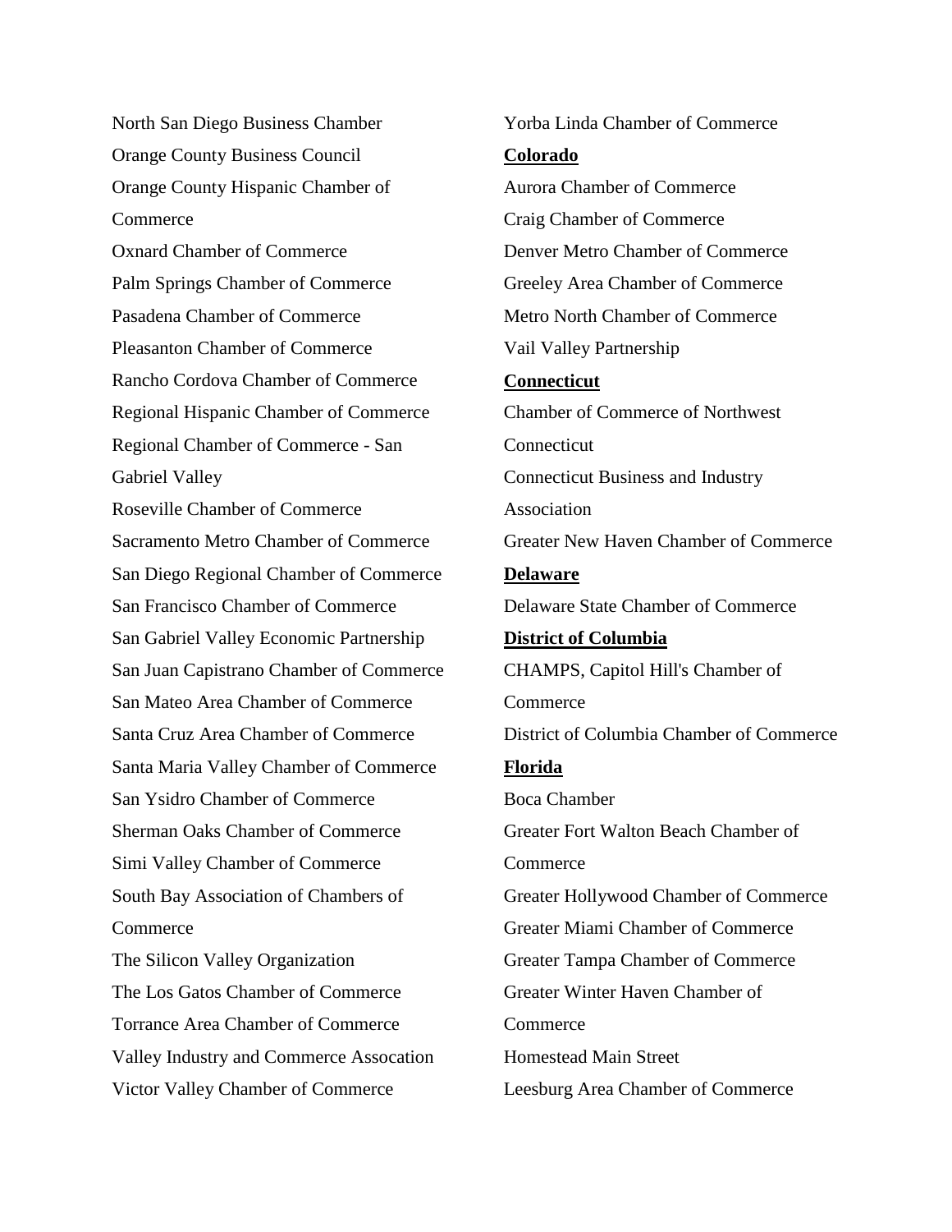North San Diego Business Chamber
Orange County Business Council
Orange County Hispanic Chamber of Commerce
Oxnard Chamber of Commerce
Palm Springs Chamber of Commerce
Pasadena Chamber of Commerce
Pleasanton Chamber of Commerce
Rancho Cordova Chamber of Commerce
Regional Hispanic Chamber of Commerce
Regional Chamber of Commerce - San Gabriel Valley
Roseville Chamber of Commerce
Sacramento Metro Chamber of Commerce
San Diego Regional Chamber of Commerce
San Francisco Chamber of Commerce
San Gabriel Valley Economic Partnership
San Juan Capistrano Chamber of Commerce
San Mateo Area Chamber of Commerce
Santa Cruz Area Chamber of Commerce
Santa Maria Valley Chamber of Commerce
San Ysidro Chamber of Commerce
Sherman Oaks Chamber of Commerce
Simi Valley Chamber of Commerce
South Bay Association of Chambers of Commerce
The Silicon Valley Organization
The Los Gatos Chamber of Commerce
Torrance Area Chamber of Commerce
Valley Industry and Commerce Assocation
Victor Valley Chamber of Commerce
Yorba Linda Chamber of Commerce

**Colorado**

Aurora Chamber of Commerce
Craig Chamber of Commerce
Denver Metro Chamber of Commerce
Greeley Area Chamber of Commerce
Metro North Chamber of Commerce
Vail Valley Partnership

**Connecticut**

Chamber of Commerce of Northwest Connecticut
Connecticut Business and Industry Association
Greater New Haven Chamber of Commerce

**Delaware**

Delaware State Chamber of Commerce

**District of Columbia**

CHAMPS, Capitol Hill's Chamber of Commerce
District of Columbia Chamber of Commerce

**Florida**

Boca Chamber
Greater Fort Walton Beach Chamber of Commerce
Greater Hollywood Chamber of Commerce
Greater Miami Chamber of Commerce
Greater Tampa Chamber of Commerce
Greater Winter Haven Chamber of Commerce
Homestead Main Street
Leesburg Area Chamber of Commerce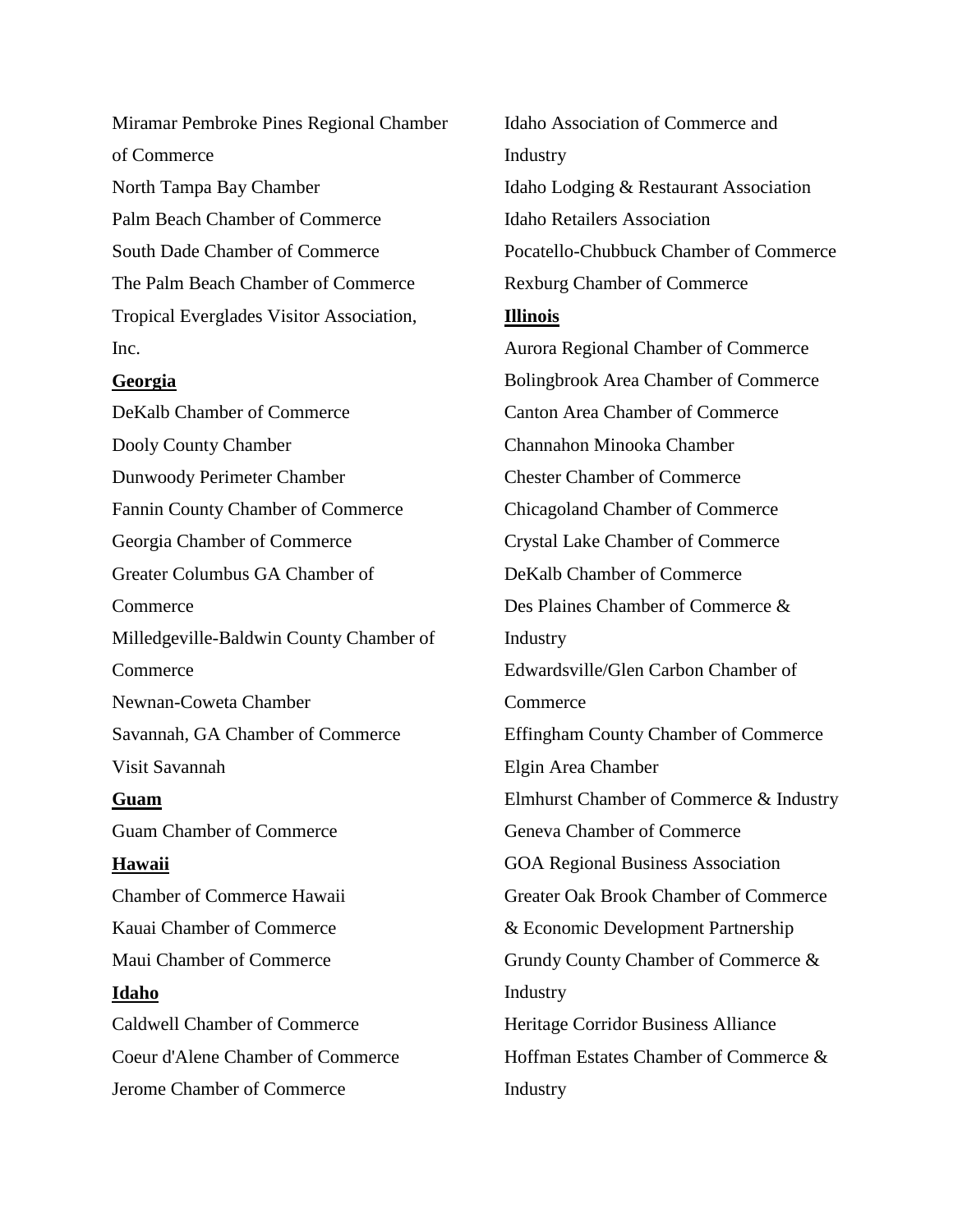Miramar Pembroke Pines Regional Chamber of Commerce
North Tampa Bay Chamber
Palm Beach Chamber of Commerce
South Dade Chamber of Commerce
The Palm Beach Chamber of Commerce
Tropical Everglades Visitor Association, Inc.

**Georgia**

DeKalb Chamber of Commerce
Dooly County Chamber
Dunwoody Perimeter Chamber
Fannin County Chamber of Commerce
Georgia Chamber of Commerce
Greater Columbus GA Chamber of Commerce
Milledgeville-Baldwin County Chamber of Commerce
Newnan-Coweta Chamber
Savannah, GA Chamber of Commerce
Visit Savannah

**Guam**

Guam Chamber of Commerce

**Hawaii**

Chamber of Commerce Hawaii
Kauai Chamber of Commerce
Maui Chamber of Commerce

**Idaho**

Caldwell Chamber of Commerce
Coeur d'Alene Chamber of Commerce
Jerome Chamber of Commerce
Idaho Association of Commerce and Industry
Idaho Lodging & Restaurant Association
Idaho Retailers Association
Pocatello-Chubbuck Chamber of Commerce
Rexburg Chamber of Commerce

**Illinois**

Aurora Regional Chamber of Commerce
Bolingbrook Area Chamber of Commerce
Canton Area Chamber of Commerce
Channahon Minooka Chamber
Chester Chamber of Commerce
Chicagoland Chamber of Commerce
Crystal Lake Chamber of Commerce
DeKalb Chamber of Commerce
Des Plaines Chamber of Commerce & Industry
Edwardsville/Glen Carbon Chamber of Commerce
Effingham County Chamber of Commerce
Elgin Area Chamber
Elmhurst Chamber of Commerce & Industry
Geneva Chamber of Commerce
GOA Regional Business Association
Greater Oak Brook Chamber of Commerce & Economic Development Partnership
Grundy County Chamber of Commerce & Industry
Heritage Corridor Business Alliance
Hoffman Estates Chamber of Commerce & Industry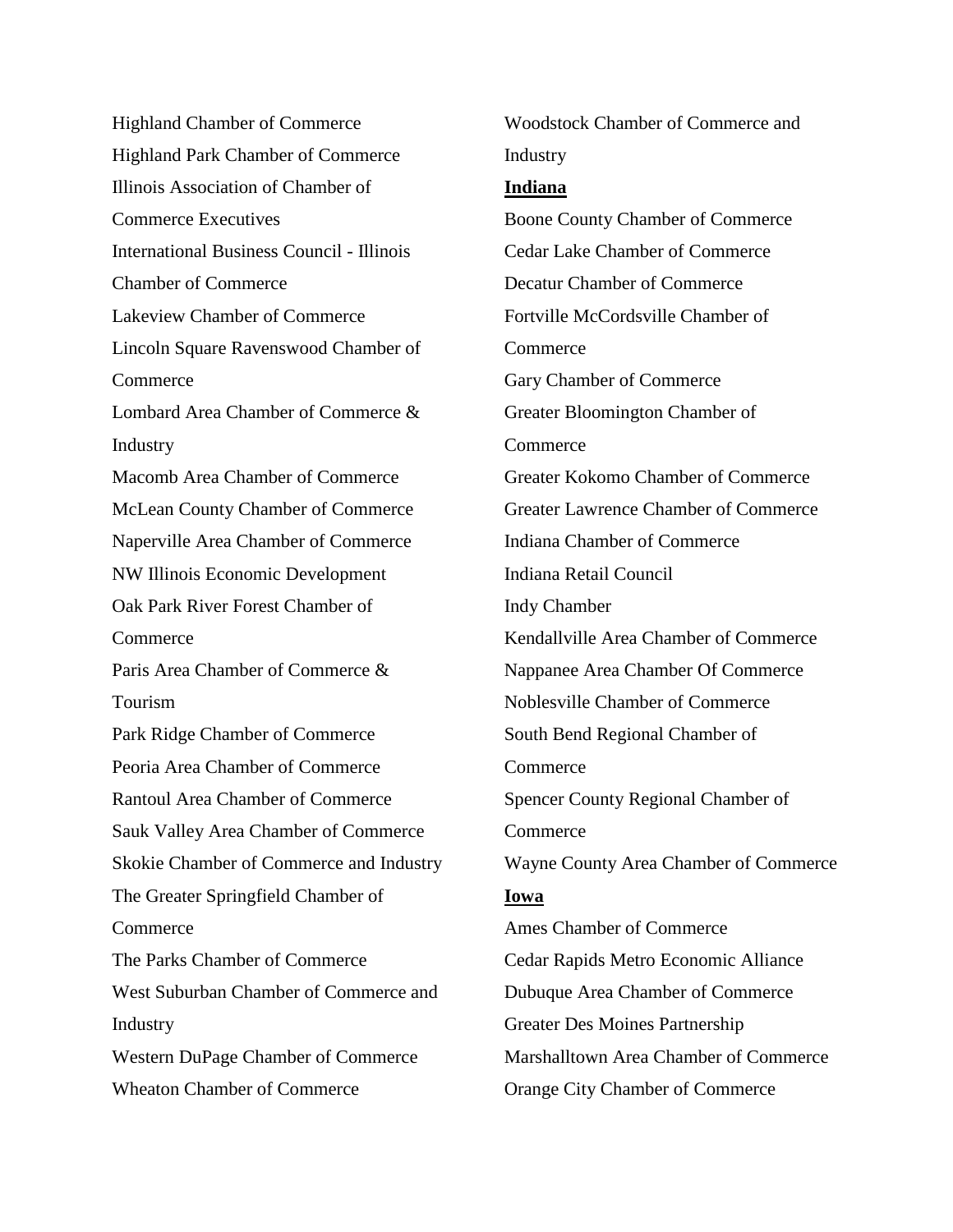Highland Chamber of Commerce
Highland Park Chamber of Commerce
Illinois Association of Chamber of Commerce Executives
International Business Council - Illinois Chamber of Commerce
Lakeview Chamber of Commerce
Lincoln Square Ravenswood Chamber of Commerce
Lombard Area Chamber of Commerce & Industry
Macomb Area Chamber of Commerce
McLean County Chamber of Commerce
Naperville Area Chamber of Commerce
NW Illinois Economic Development
Oak Park River Forest Chamber of Commerce
Paris Area Chamber of Commerce & Tourism
Park Ridge Chamber of Commerce
Peoria Area Chamber of Commerce
Rantoul Area Chamber of Commerce
Sauk Valley Area Chamber of Commerce
Skokie Chamber of Commerce and Industry
The Greater Springfield Chamber of Commerce
The Parks Chamber of Commerce
West Suburban Chamber of Commerce and Industry
Western DuPage Chamber of Commerce
Wheaton Chamber of Commerce
Woodstock Chamber of Commerce and Industry

**Indiana**

Boone County Chamber of Commerce
Cedar Lake Chamber of Commerce
Decatur Chamber of Commerce
Fortville McCordsville Chamber of Commerce
Gary Chamber of Commerce
Greater Bloomington Chamber of Commerce
Greater Kokomo Chamber of Commerce
Greater Lawrence Chamber of Commerce
Indiana Chamber of Commerce
Indiana Retail Council
Indy Chamber
Kendallville Area Chamber of Commerce
Nappanee Area Chamber Of Commerce
Noblesville Chamber of Commerce
South Bend Regional Chamber of Commerce
Spencer County Regional Chamber of Commerce
Wayne County Area Chamber of Commerce

**Iowa**

Ames Chamber of Commerce
Cedar Rapids Metro Economic Alliance
Dubuque Area Chamber of Commerce
Greater Des Moines Partnership
Marshalltown Area Chamber of Commerce
Orange City Chamber of Commerce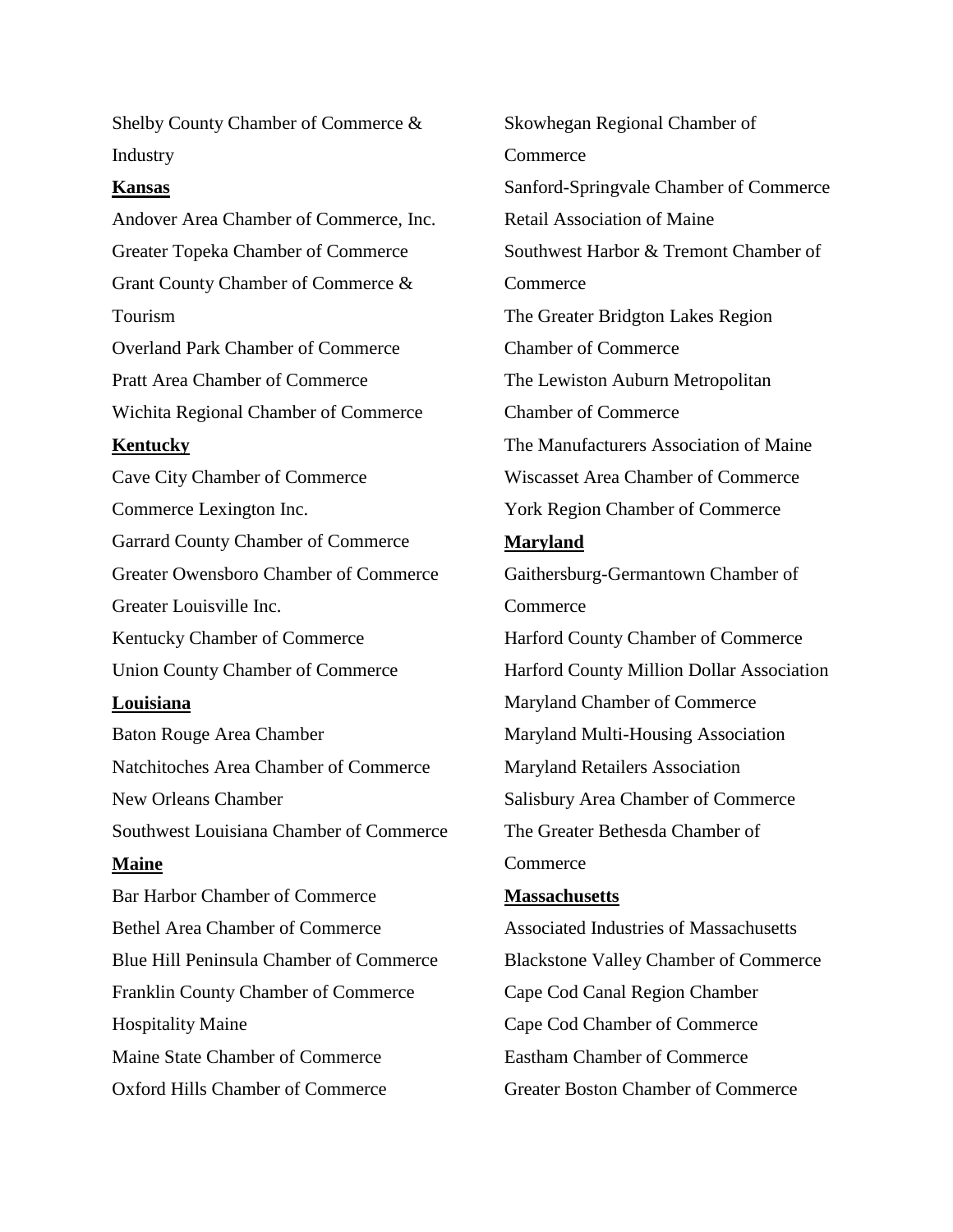Shelby County Chamber of Commerce & Industry

**Kansas**

Andover Area Chamber of Commerce, Inc.
Greater Topeka Chamber of Commerce
Grant County Chamber of Commerce & Tourism
Overland Park Chamber of Commerce
Pratt Area Chamber of Commerce
Wichita Regional Chamber of Commerce

**Kentucky**

Cave City Chamber of Commerce
Commerce Lexington Inc.
Garrard County Chamber of Commerce
Greater Owensboro Chamber of Commerce
Greater Louisville Inc.
Kentucky Chamber of Commerce
Union County Chamber of Commerce

**Louisiana**

Baton Rouge Area Chamber
Natchitoches Area Chamber of Commerce
New Orleans Chamber
Southwest Louisiana Chamber of Commerce

**Maine**

Bar Harbor Chamber of Commerce
Bethel Area Chamber of Commerce
Blue Hill Peninsula Chamber of Commerce
Franklin County Chamber of Commerce
Hospitality Maine
Maine State Chamber of Commerce
Oxford Hills Chamber of Commerce
Skowhegan Regional Chamber of Commerce
Sanford-Springvale Chamber of Commerce
Retail Association of Maine
Southwest Harbor & Tremont Chamber of Commerce
The Greater Bridgton Lakes Region Chamber of Commerce
The Lewiston Auburn Metropolitan Chamber of Commerce
The Manufacturers Association of Maine
Wiscasset Area Chamber of Commerce
York Region Chamber of Commerce

**Maryland**

Gaithersburg-Germantown Chamber of Commerce
Harford County Chamber of Commerce
Harford County Million Dollar Association
Maryland Chamber of Commerce
Maryland Multi-Housing Association
Maryland Retailers Association
Salisbury Area Chamber of Commerce
The Greater Bethesda Chamber of Commerce

**Massachusetts**

Associated Industries of Massachusetts
Blackstone Valley Chamber of Commerce
Cape Cod Canal Region Chamber
Cape Cod Chamber of Commerce
Eastham Chamber of Commerce
Greater Boston Chamber of Commerce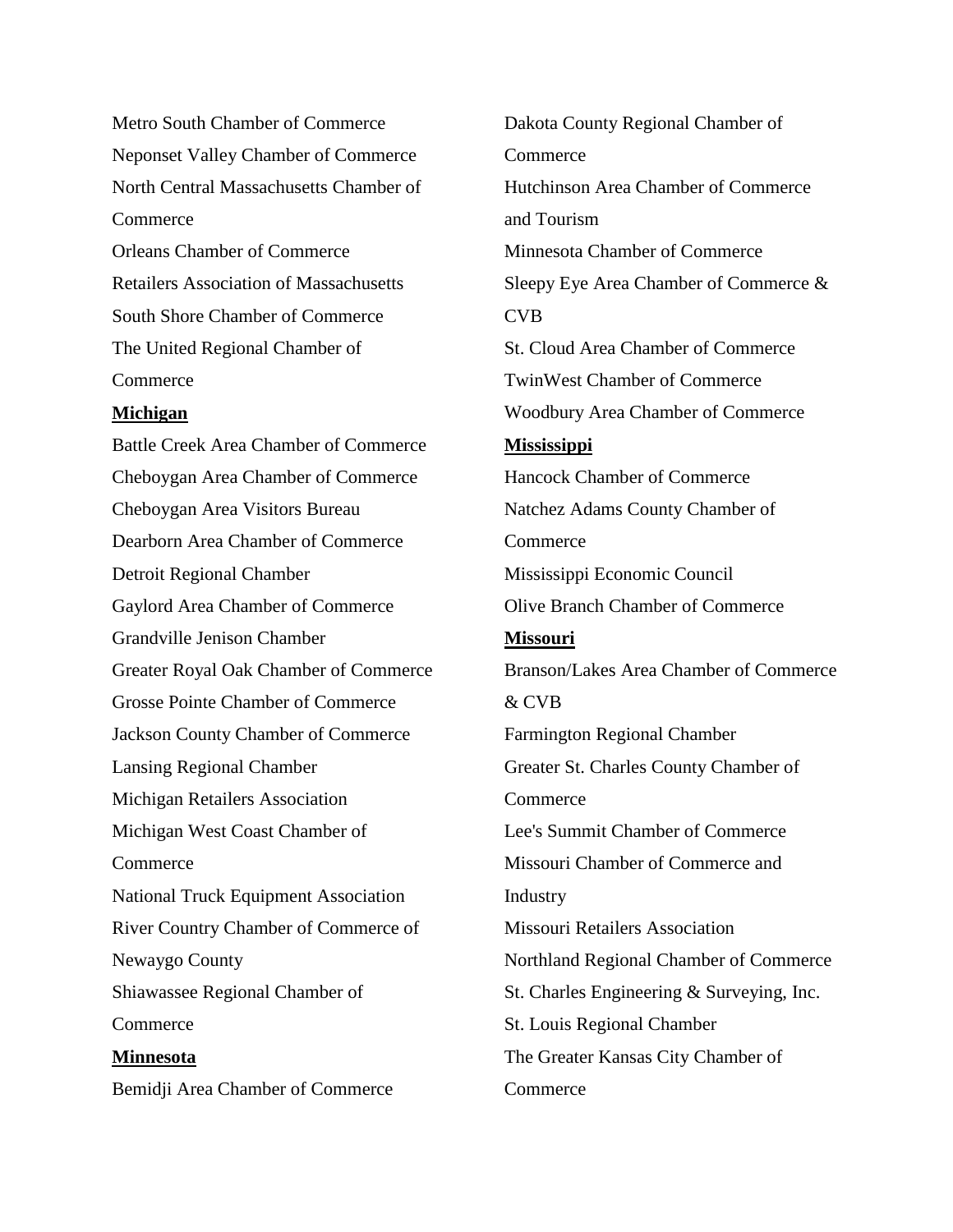Metro South Chamber of Commerce
Neponset Valley Chamber of Commerce
North Central Massachusetts Chamber of Commerce
Orleans Chamber of Commerce
Retailers Association of Massachusetts
South Shore Chamber of Commerce
The United Regional Chamber of Commerce

**Michigan**

Battle Creek Area Chamber of Commerce
Cheboygan Area Chamber of Commerce
Cheboygan Area Visitors Bureau
Dearborn Area Chamber of Commerce
Detroit Regional Chamber
Gaylord Area Chamber of Commerce
Grandville Jenison Chamber
Greater Royal Oak Chamber of Commerce
Grosse Pointe Chamber of Commerce
Jackson County Chamber of Commerce
Lansing Regional Chamber
Michigan Retailers Association
Michigan West Coast Chamber of Commerce
National Truck Equipment Association
River Country Chamber of Commerce of Newaygo County
Shiawassee Regional Chamber of Commerce

**Minnesota**

Bemidji Area Chamber of Commerce
Dakota County Regional Chamber of Commerce
Hutchinson Area Chamber of Commerce and Tourism
Minnesota Chamber of Commerce
Sleepy Eye Area Chamber of Commerce & CVB
St. Cloud Area Chamber of Commerce
TwinWest Chamber of Commerce
Woodbury Area Chamber of Commerce

**Mississippi**

Hancock Chamber of Commerce
Natchez Adams County Chamber of Commerce
Mississippi Economic Council
Olive Branch Chamber of Commerce

**Missouri**

Branson/Lakes Area Chamber of Commerce & CVB
Farmington Regional Chamber
Greater St. Charles County Chamber of Commerce
Lee's Summit Chamber of Commerce
Missouri Chamber of Commerce and Industry
Missouri Retailers Association
Northland Regional Chamber of Commerce
St. Charles Engineering & Surveying, Inc.
St. Louis Regional Chamber
The Greater Kansas City Chamber of Commerce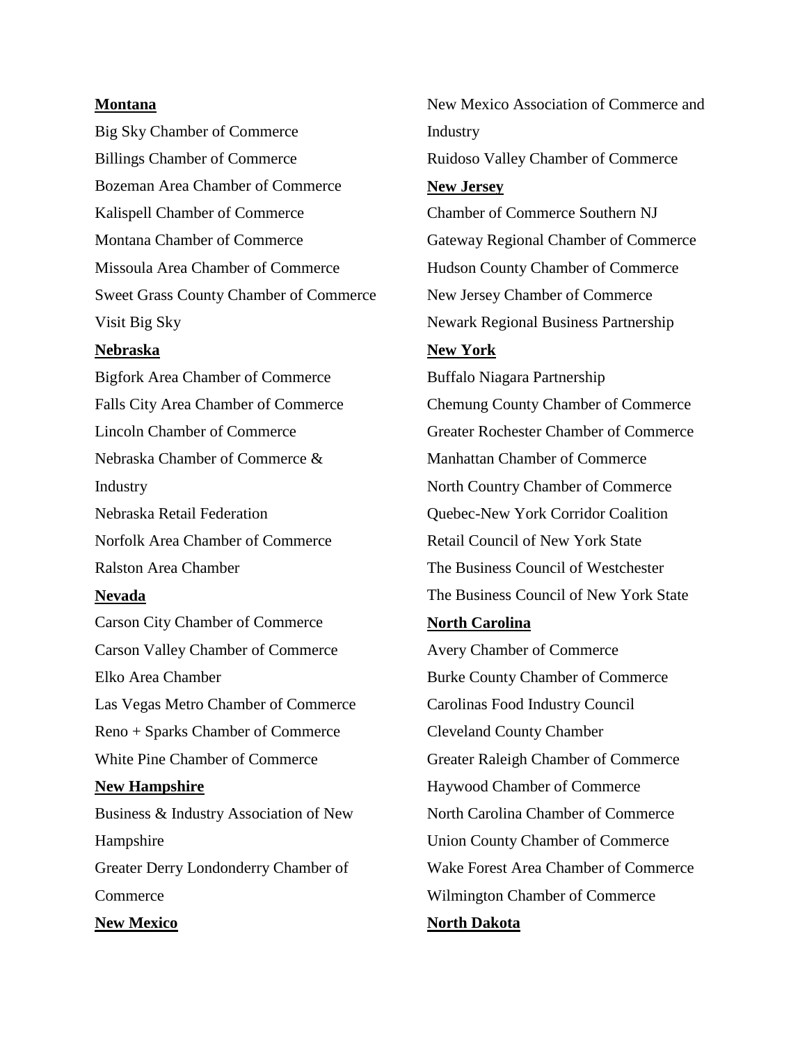**Montana**

Big Sky Chamber of Commerce
Billings Chamber of Commerce
Bozeman Area Chamber of Commerce
Kalispell Chamber of Commerce
Montana Chamber of Commerce
Missoula Area Chamber of Commerce
Sweet Grass County Chamber of Commerce
Visit Big Sky

**Nebraska**

Bigfork Area Chamber of Commerce
Falls City Area Chamber of Commerce
Lincoln Chamber of Commerce
Nebraska Chamber of Commerce & Industry
Nebraska Retail Federation
Norfolk Area Chamber of Commerce
Ralston Area Chamber

**Nevada**

Carson City Chamber of Commerce
Carson Valley Chamber of Commerce
Elko Area Chamber
Las Vegas Metro Chamber of Commerce
Reno + Sparks Chamber of Commerce
White Pine Chamber of Commerce

**New Hampshire**

Business & Industry Association of New Hampshire
Greater Derry Londonderry Chamber of Commerce

**New Mexico**

New Mexico Association of Commerce and Industry
Ruidoso Valley Chamber of Commerce

**New Jersey**

Chamber of Commerce Southern NJ
Gateway Regional Chamber of Commerce
Hudson County Chamber of Commerce
New Jersey Chamber of Commerce
Newark Regional Business Partnership

**New York**

Buffalo Niagara Partnership
Chemung County Chamber of Commerce
Greater Rochester Chamber of Commerce
Manhattan Chamber of Commerce
North Country Chamber of Commerce
Quebec-New York Corridor Coalition
Retail Council of New York State
The Business Council of Westchester
The Business Council of New York State

**North Carolina**

Avery Chamber of Commerce
Burke County Chamber of Commerce
Carolinas Food Industry Council
Cleveland County Chamber
Greater Raleigh Chamber of Commerce
Haywood Chamber of Commerce
North Carolina Chamber of Commerce
Union County Chamber of Commerce
Wake Forest Area Chamber of Commerce
Wilmington Chamber of Commerce

**North Dakota**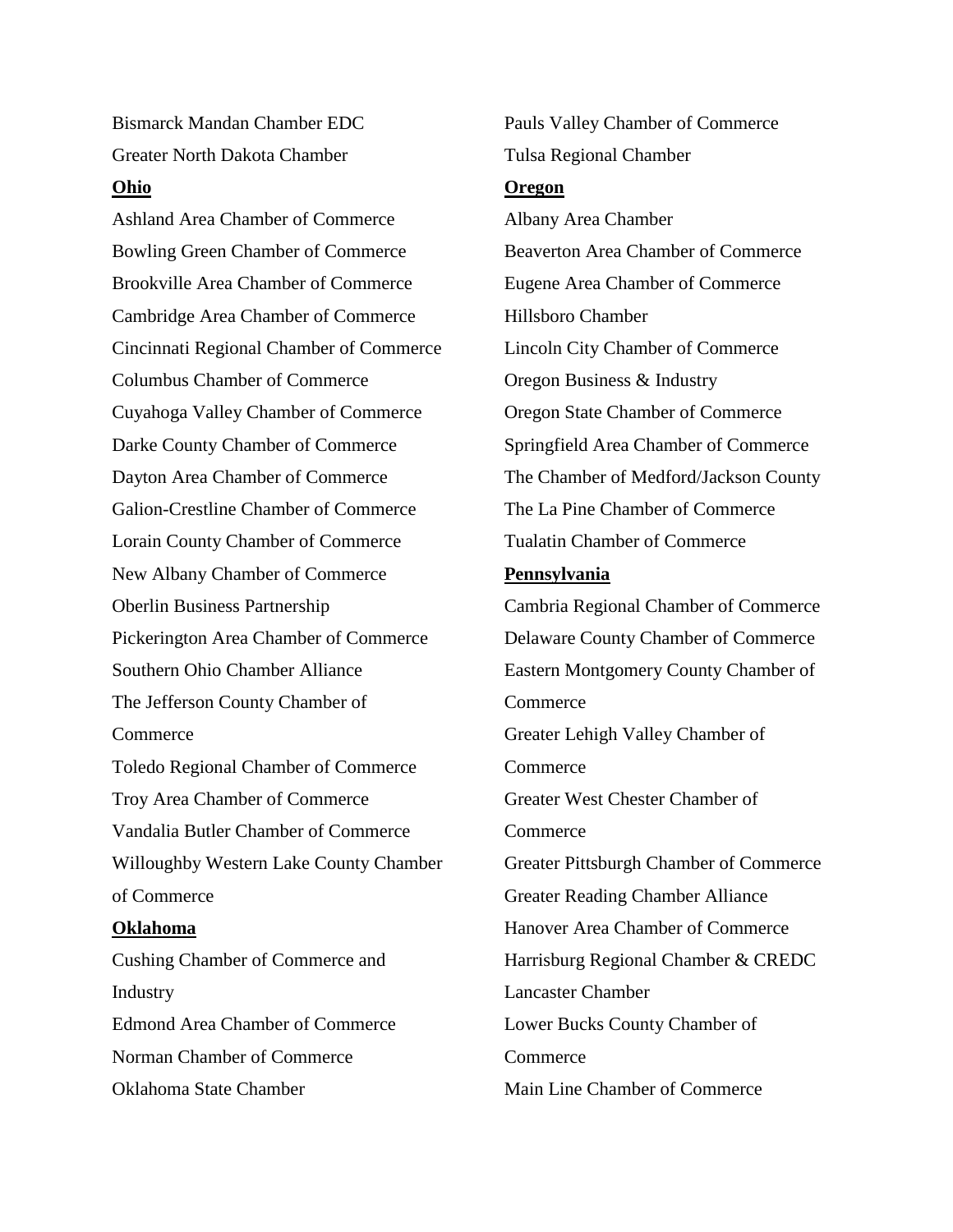Bismarck Mandan Chamber EDC

Greater North Dakota Chamber

**Ohio**

Ashland Area Chamber of Commerce

Bowling Green Chamber of Commerce

Brookville Area Chamber of Commerce

Cambridge Area Chamber of Commerce

Cincinnati Regional Chamber of Commerce

Columbus Chamber of Commerce

Cuyahoga Valley Chamber of Commerce

Darke County Chamber of Commerce

Dayton Area Chamber of Commerce

Galion-Crestline Chamber of Commerce

Lorain County Chamber of Commerce

New Albany Chamber of Commerce

Oberlin Business Partnership

Pickerington Area Chamber of Commerce

Southern Ohio Chamber Alliance

The Jefferson County Chamber of Commerce

Toledo Regional Chamber of Commerce

Troy Area Chamber of Commerce

Vandalia Butler Chamber of Commerce

Willoughby Western Lake County Chamber of Commerce

**Oklahoma**

Cushing Chamber of Commerce and Industry

Edmond Area Chamber of Commerce

Norman Chamber of Commerce

Oklahoma State Chamber

Pauls Valley Chamber of Commerce

Tulsa Regional Chamber

**Oregon**

Albany Area Chamber

Beaverton Area Chamber of Commerce

Eugene Area Chamber of Commerce

Hillsboro Chamber

Lincoln City Chamber of Commerce

Oregon Business & Industry

Oregon State Chamber of Commerce

Springfield Area Chamber of Commerce

The Chamber of Medford/Jackson County

The La Pine Chamber of Commerce

Tualatin Chamber of Commerce

**Pennsylvania**

Cambria Regional Chamber of Commerce

Delaware County Chamber of Commerce

Eastern Montgomery County Chamber of Commerce

Greater Lehigh Valley Chamber of Commerce

Greater West Chester Chamber of Commerce

Greater Pittsburgh Chamber of Commerce

Greater Reading Chamber Alliance

Hanover Area Chamber of Commerce

Harrisburg Regional Chamber & CREDC

Lancaster Chamber

Lower Bucks County Chamber of Commerce

Main Line Chamber of Commerce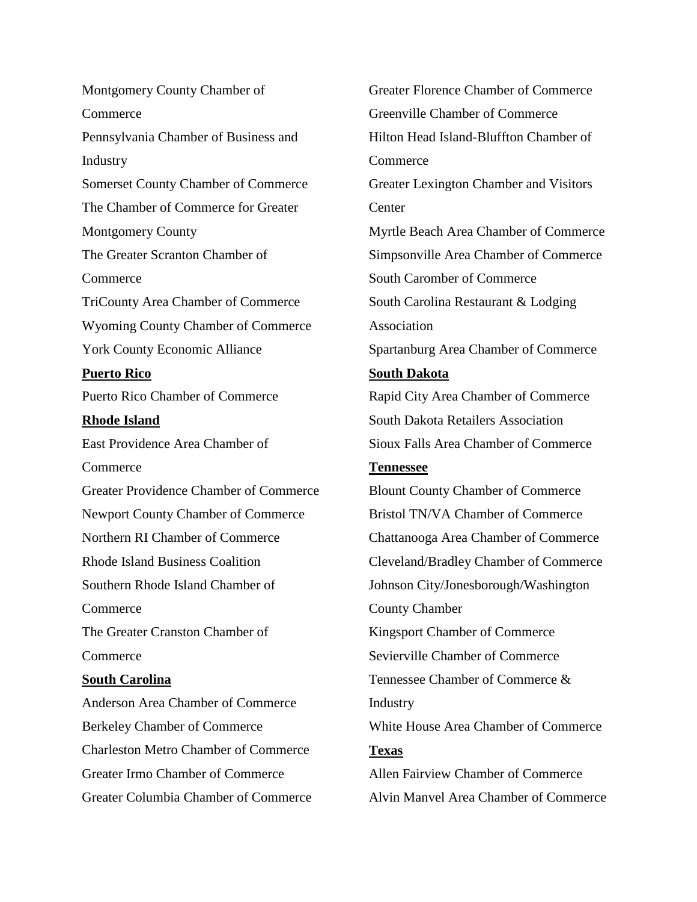Montgomery County Chamber of Commerce

Pennsylvania Chamber of Business and Industry

Somerset County Chamber of Commerce

The Chamber of Commerce for Greater Montgomery County

The Greater Scranton Chamber of Commerce

TriCounty Area Chamber of Commerce

Wyoming County Chamber of Commerce

York County Economic Alliance

**Puerto Rico**

Puerto Rico Chamber of Commerce

**Rhode Island**

East Providence Area Chamber of Commerce

Greater Providence Chamber of Commerce

Newport County Chamber of Commerce

Northern RI Chamber of Commerce

Rhode Island Business Coalition

Southern Rhode Island Chamber of Commerce

The Greater Cranston Chamber of Commerce

**South Carolina**

Anderson Area Chamber of Commerce

Berkeley Chamber of Commerce

Charleston Metro Chamber of Commerce

Greater Irmo Chamber of Commerce

Greater Columbia Chamber of Commerce

Greater Florence Chamber of Commerce

Greenville Chamber of Commerce

Hilton Head Island-Bluffton Chamber of Commerce

Greater Lexington Chamber and Visitors Center

Myrtle Beach Area Chamber of Commerce

Simpsonville Area Chamber of Commerce

South Caromber of Commerce

South Carolina Restaurant & Lodging Association

Spartanburg Area Chamber of Commerce

**South Dakota**

Rapid City Area Chamber of Commerce

South Dakota Retailers Association

Sioux Falls Area Chamber of Commerce

**Tennessee**

Blount County Chamber of Commerce

Bristol TN/VA Chamber of Commerce

Chattanooga Area Chamber of Commerce

Cleveland/Bradley Chamber of Commerce

Johnson City/Jonesborough/Washington County Chamber

Kingsport Chamber of Commerce

Sevierville Chamber of Commerce

Tennessee Chamber of Commerce & Industry

White House Area Chamber of Commerce

**Texas**

Allen Fairview Chamber of Commerce

Alvin Manvel Area Chamber of Commerce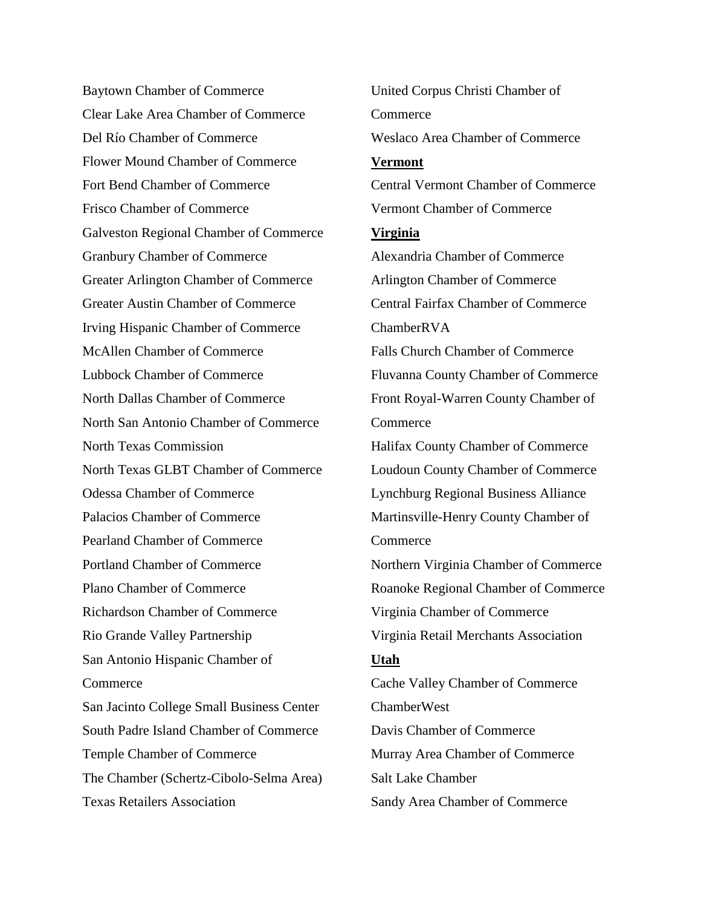Baytown Chamber of Commerce
Clear Lake Area Chamber of Commerce
Del Río Chamber of Commerce
Flower Mound Chamber of Commerce
Fort Bend Chamber of Commerce
Frisco Chamber of Commerce
Galveston Regional Chamber of Commerce
Granbury Chamber of Commerce
Greater Arlington Chamber of Commerce
Greater Austin Chamber of Commerce
Irving Hispanic Chamber of Commerce
McAllen Chamber of Commerce
Lubbock Chamber of Commerce
North Dallas Chamber of Commerce
North San Antonio Chamber of Commerce
North Texas Commission
North Texas GLBT Chamber of Commerce
Odessa Chamber of Commerce
Palacios Chamber of Commerce
Pearland Chamber of Commerce
Portland Chamber of Commerce
Plano Chamber of Commerce
Richardson Chamber of Commerce
Rio Grande Valley Partnership
San Antonio Hispanic Chamber of Commerce
San Jacinto College Small Business Center
South Padre Island Chamber of Commerce
Temple Chamber of Commerce
The Chamber (Schertz-Cibolo-Selma Area)
Texas Retailers Association
United Corpus Christi Chamber of Commerce
Weslaco Area Chamber of Commerce

**Vermont**

Central Vermont Chamber of Commerce
Vermont Chamber of Commerce

**Virginia**

Alexandria Chamber of Commerce
Arlington Chamber of Commerce
Central Fairfax Chamber of Commerce
ChamberRVA
Falls Church Chamber of Commerce
Fluvanna County Chamber of Commerce
Front Royal-Warren County Chamber of Commerce
Halifax County Chamber of Commerce
Loudoun County Chamber of Commerce
Lynchburg Regional Business Alliance
Martinsville-Henry County Chamber of Commerce
Northern Virginia Chamber of Commerce
Roanoke Regional Chamber of Commerce
Virginia Chamber of Commerce
Virginia Retail Merchants Association

**Utah**

Cache Valley Chamber of Commerce
ChamberWest
Davis Chamber of Commerce
Murray Area Chamber of Commerce
Salt Lake Chamber
Sandy Area Chamber of Commerce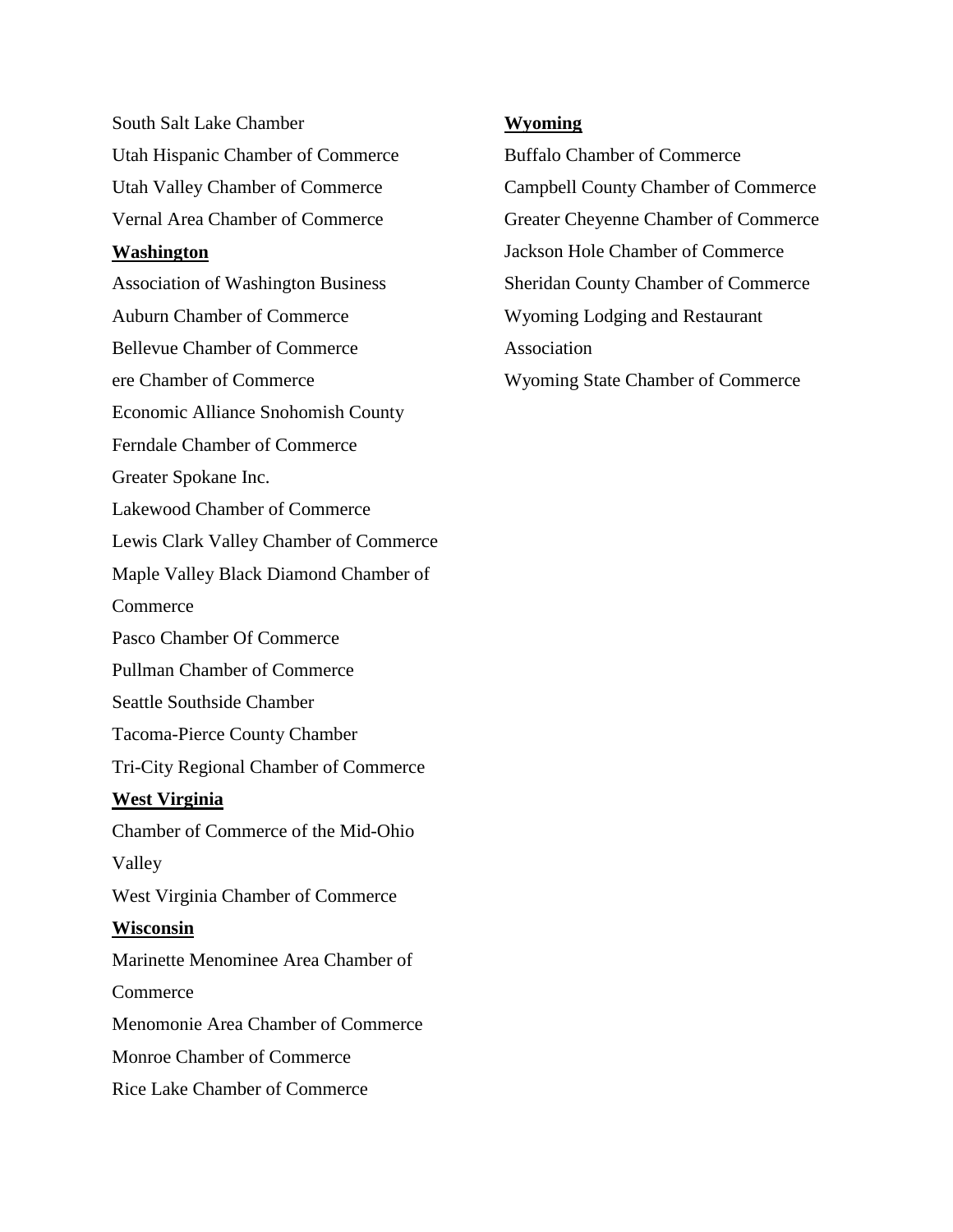South Salt Lake Chamber

Utah Hispanic Chamber of Commerce

Utah Valley Chamber of Commerce

Vernal Area Chamber of Commerce

**Washington**

Association of Washington Business

Auburn Chamber of Commerce

Bellevue Chamber of Commerce

ere Chamber of Commerce

Economic Alliance Snohomish County

Ferndale Chamber of Commerce

Greater Spokane Inc.

Lakewood Chamber of Commerce

Lewis Clark Valley Chamber of Commerce

Maple Valley Black Diamond Chamber of Commerce

Pasco Chamber Of Commerce

Pullman Chamber of Commerce

Seattle Southside Chamber

Tacoma-Pierce County Chamber

Tri-City Regional Chamber of Commerce

**West Virginia**

Chamber of Commerce of the Mid-Ohio Valley

West Virginia Chamber of Commerce

**Wisconsin**

Marinette Menominee Area Chamber of Commerce

Menomonie Area Chamber of Commerce

Monroe Chamber of Commerce

Rice Lake Chamber of Commerce

**Wyoming**

Buffalo Chamber of Commerce

Campbell County Chamber of Commerce

Greater Cheyenne Chamber of Commerce

Jackson Hole Chamber of Commerce

Sheridan County Chamber of Commerce

Wyoming Lodging and Restaurant Association

Wyoming State Chamber of Commerce